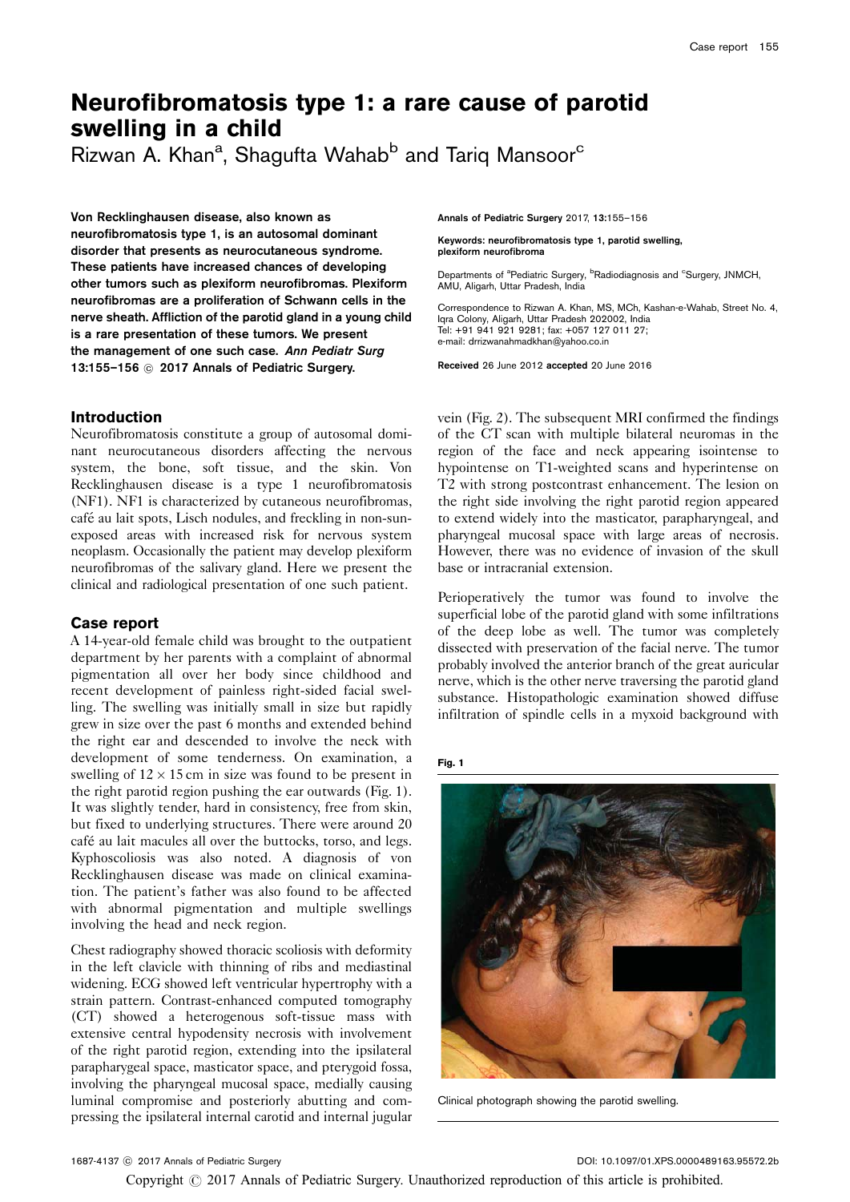# Neurofibromatosis type 1: a rare cause of parotid swelling in a child

Rizwan A. Khan[a], Shagufta Wahab[b] and Tariq Mansoor[c]

**Von Recklinghausen disease, also known as neurofibromatosis type 1, is an autosomal dominant disorder that presents as neurocutaneous syndrome. These patients have increased chances of developing other tumors such as plexiform neurofibromas. Plexiform neurofibromas are a proliferation of Schwann cells in the nerve sheath. Affliction of the parotid gland in a young child is a rare presentation of these tumors. We present the management of one such case.** ***Ann Pediatr Surg*** **13:155–156 © 2017 Annals of Pediatric Surgery.**

Annals of Pediatric Surgery 2017, 13:155–156

Keywords: neurofibromatosis type 1, parotid swelling, plexiform neurofibroma

Departments of [a]Pediatric Surgery, [b]Radiodiagnosis and [c]Surgery, JNMCH, AMU, Aligarh, Uttar Pradesh, India

Correspondence to Rizwan A. Khan, MS, MCh, Kashan-e-Wahab, Street No. 4, Iqra Colony, Aligarh, Uttar Pradesh 202002, India
Tel: +91 941 921 9281; fax: +057 127 011 27;
e-mail: drrizwanahmadkhan@yahoo.co.in

Received 26 June 2012 accepted 20 June 2016

## Introduction

Neurofibromatosis constitute a group of autosomal dominant neurocutaneous disorders affecting the nervous system, the bone, soft tissue, and the skin. Von Recklinghausen disease is a type 1 neurofibromatosis (NF1). NF1 is characterized by cutaneous neurofibromas, café au lait spots, Lisch nodules, and freckling in non-sun-exposed areas with increased risk for nervous system neoplasm. Occasionally the patient may develop plexiform neurofibromas of the salivary gland. Here we present the clinical and radiological presentation of one such patient.

## Case report

A 14-year-old female child was brought to the outpatient department by her parents with a complaint of abnormal pigmentation all over her body since childhood and recent development of painless right-sided facial swelling. The swelling was initially small in size but rapidly grew in size over the past 6 months and extended behind the right ear and descended to involve the neck with development of some tenderness. On examination, a swelling of $12 \times 15$ cm in size was found to be present in the right parotid region pushing the ear outwards (Fig. 1). It was slightly tender, hard in consistency, free from skin, but fixed to underlying structures. There were around 20 café au lait macules all over the buttocks, torso, and legs. Kyphoscoliosis was also noted. A diagnosis of von Recklinghausen disease was made on clinical examination. The patient's father was also found to be affected with abnormal pigmentation and multiple swellings involving the head and neck region.

Chest radiography showed thoracic scoliosis with deformity in the left clavicle with thinning of ribs and mediastinal widening. ECG showed left ventricular hypertrophy with a strain pattern. Contrast-enhanced computed tomography (CT) showed a heterogenous soft-tissue mass with extensive central hypodensity necrosis with involvement of the right parotid region, extending into the ipsilateral paraphargyeal space, masticator space, and pterygoid fossa, involving the pharyngeal mucosal space, medially causing luminal compromise and posteriorly abutting and compressing the ipsilateral internal carotid and internal jugular vein (Fig. 2). The subsequent MRI confirmed the findings of the CT scan with multiple bilateral neuromas in the region of the face and neck appearing isointense to hypointense on T1-weighted scans and hyperintense on T2 with strong postcontrast enhancement. The lesion on the right side involving the right parotid region appeared to extend widely into the masticator, parapharyngeal, and pharyngeal mucosal space with large areas of necrosis. However, there was no evidence of invasion of the skull base or intracranial extension.

Perioperatively the tumor was found to involve the superficial lobe of the parotid gland with some infiltrations of the deep lobe as well. The tumor was completely dissected with preservation of the facial nerve. The tumor probably involved the anterior branch of the great auricular nerve, which is the other nerve traversing the parotid gland substance. Histopathologic examination showed diffuse infiltration of spindle cells in a myxoid background with

**Fig. 1**

Clinical photograph showing the parotid swelling.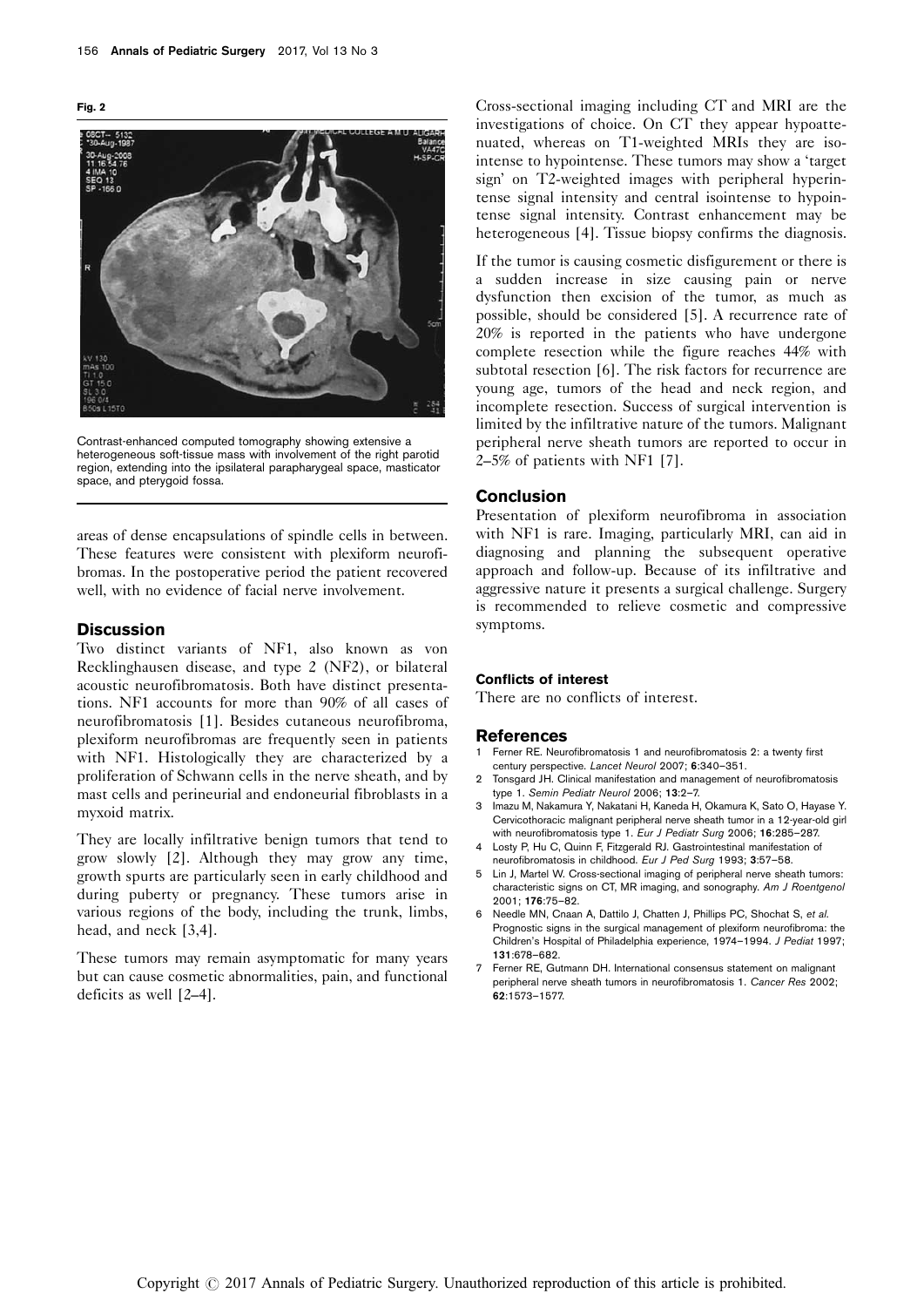**Fig. 2**

Contrast-enhanced computed tomography showing extensive a heterogeneous soft-tissue mass with involvement of the right parotid region, extending into the ipsilateral parapharygeal space, masticator space, and pterygoid fossa.

areas of dense encapsulations of spindle cells in between. These features were consistent with plexiform neurofibromas. In the postoperative period the patient recovered well, with no evidence of facial nerve involvement.

## Discussion

Two distinct variants of NF1, also known as von Recklinghausen disease, and type 2 (NF2), or bilateral acoustic neurofibromatosis. Both have distinct presentations. NF1 accounts for more than 90% of all cases of neurofibromatosis [1]. Besides cutaneous neurofibroma, plexiform neurofibromas are frequently seen in patients with NF1. Histologically they are characterized by a proliferation of Schwann cells in the nerve sheath, and by mast cells and perineurial and endoneurial fibroblasts in a myxoid matrix.

They are locally infiltrative benign tumors that tend to grow slowly [2]. Although they may grow any time, growth spurts are particularly seen in early childhood and during puberty or pregnancy. These tumors arise in various regions of the body, including the trunk, limbs, head, and neck [3,4].

These tumors may remain asymptomatic for many years but can cause cosmetic abnormalities, pain, and functional deficits as well [2–4].

Cross-sectional imaging including CT and MRI are the investigations of choice. On CT they appear hypoattenuated, whereas on T1-weighted MRIs they are isointense to hypointense. These tumors may show a 'target sign' on T2-weighted images with peripheral hyperintense signal intensity and central isointense to hypointense signal intensity. Contrast enhancement may be heterogeneous [4]. Tissue biopsy confirms the diagnosis.

If the tumor is causing cosmetic disfigurement or there is a sudden increase in size causing pain or nerve dysfunction then excision of the tumor, as much as possible, should be considered [5]. A recurrence rate of 20% is reported in the patients who have undergone complete resection while the figure reaches 44% with subtotal resection [6]. The risk factors for recurrence are young age, tumors of the head and neck region, and incomplete resection. Success of surgical intervention is limited by the infiltrative nature of the tumors. Malignant peripheral nerve sheath tumors are reported to occur in 2–5% of patients with NF1 [7].

## Conclusion

Presentation of plexiform neurofibroma in association with NF1 is rare. Imaging, particularly MRI, can aid in diagnosing and planning the subsequent operative approach and follow-up. Because of its infiltrative and aggressive nature it presents a surgical challenge. Surgery is recommended to relieve cosmetic and compressive symptoms.

### Conflicts of interest

There are no conflicts of interest.

## References

1. Ferner RE. Neurofibromatosis 1 and neurofibromatosis 2: a twenty first century perspective. *Lancet Neurol* 2007; **6**:340–351.
2. Tonsgard JH. Clinical manifestation and management of neurofibromatosis type 1. *Semin Pediatr Neurol* 2006; **13**:2–7.
3. Imazu M, Nakamura Y, Nakatani H, Kaneda H, Okamura K, Sato O, Hayase Y. Cervicothoracic malignant peripheral nerve sheath tumor in a 12-year-old girl with neurofibromatosis type 1. *Eur J Pediatr Surg* 2006; **16**:285–287.
4. Losty P, Hu C, Quinn F, Fitzgerald RJ. Gastrointestinal manifestation of neurofibromatosis in childhood. *Eur J Ped Surg* 1993; **3**:57–58.
5. Lin J, Martel W. Cross-sectional imaging of peripheral nerve sheath tumors: characteristic signs on CT, MR imaging, and sonography. *Am J Roentgenol* 2001; **176**:75–82.
6. Needle MN, Cnaan A, Dattilo J, Chatten J, Phillips PC, Shochat S, *et al.* Prognostic signs in the surgical management of plexiform neurofibroma: the Children's Hospital of Philadelphia experience, 1974–1994. *J Pediat* 1997; **131**:678–682.
7. Ferner RE, Gutmann DH. International consensus statement on malignant peripheral nerve sheath tumors in neurofibromatosis 1. *Cancer Res* 2002; **62**:1573–1577.